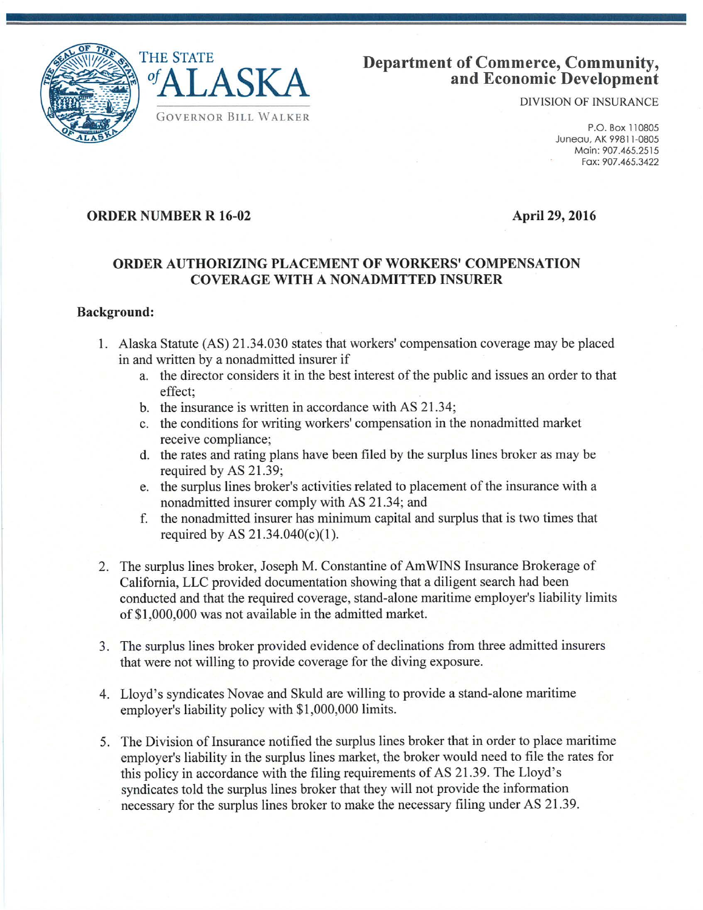THE STATE of ALASKA

GOVERNOR BILL WALKER

**Department of Commerce, Community, and Economic Development**

DIVISION OF INSURANCE

P.O. Box 110805
Juneau, AK 99811-0805
Main: 907.465.2515
Fax: 907.465.3422

**ORDER NUMBER R 16-02** **April 29, 2016**

## ORDER AUTHORIZING PLACEMENT OF WORKERS' COMPENSATION COVERAGE WITH A NONADMITTED INSURER

### Background:

1. Alaska Statute (AS) 21.34.030 states that workers' compensation coverage may be placed in and written by a nonadmitted insurer if
   a. the director considers it in the best interest of the public and issues an order to that effect;
   b. the insurance is written in accordance with AS 21.34;
   c. the conditions for writing workers' compensation in the nonadmitted market receive compliance;
   d. the rates and rating plans have been filed by the surplus lines broker as may be required by AS 21.39;
   e. the surplus lines broker's activities related to placement of the insurance with a nonadmitted insurer comply with AS 21.34; and
   f. the nonadmitted insurer has minimum capital and surplus that is two times that required by AS 21.34.040(c)(1).

2. The surplus lines broker, Joseph M. Constantine of AmWINS Insurance Brokerage of California, LLC provided documentation showing that a diligent search had been conducted and that the required coverage, stand-alone maritime employer's liability limits of $1,000,000 was not available in the admitted market.

3. The surplus lines broker provided evidence of declinations from three admitted insurers that were not willing to provide coverage for the diving exposure.

4. Lloyd's syndicates Novae and Skuld are willing to provide a stand-alone maritime employer's liability policy with $1,000,000 limits.

5. The Division of Insurance notified the surplus lines broker that in order to place maritime employer's liability in the surplus lines market, the broker would need to file the rates for this policy in accordance with the filing requirements of AS 21.39. The Lloyd's syndicates told the surplus lines broker that they will not provide the information necessary for the surplus lines broker to make the necessary filing under AS 21.39.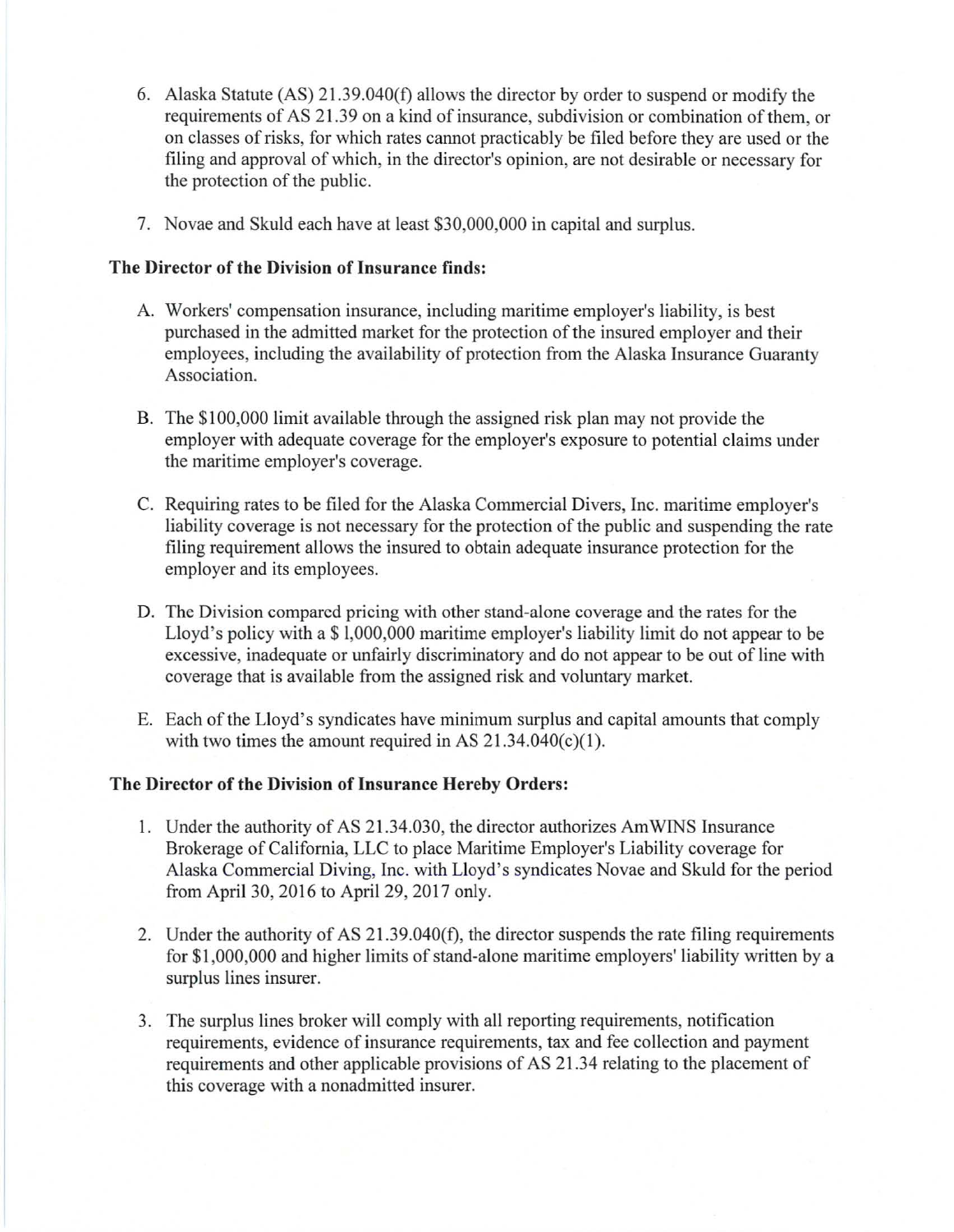6. Alaska Statute (AS) 21.39.040(f) allows the director by order to suspend or modify the requirements of AS 21.39 on a kind of insurance, subdivision or combination of them, or on classes of risks, for which rates cannot practicably be filed before they are used or the filing and approval of which, in the director's opinion, are not desirable or necessary for the protection of the public.

7. Novae and Skuld each have at least $30,000,000 in capital and surplus.

**The Director of the Division of Insurance finds:**

A. Workers' compensation insurance, including maritime employer's liability, is best purchased in the admitted market for the protection of the insured employer and their employees, including the availability of protection from the Alaska Insurance Guaranty Association.

B. The $100,000 limit available through the assigned risk plan may not provide the employer with adequate coverage for the employer's exposure to potential claims under the maritime employer's coverage.

C. Requiring rates to be filed for the Alaska Commercial Divers, Inc. maritime employer's liability coverage is not necessary for the protection of the public and suspending the rate filing requirement allows the insured to obtain adequate insurance protection for the employer and its employees.

D. The Division compared pricing with other stand-alone coverage and the rates for the Lloyd's policy with a $ 1,000,000 maritime employer's liability limit do not appear to be excessive, inadequate or unfairly discriminatory and do not appear to be out of line with coverage that is available from the assigned risk and voluntary market.

E. Each of the Lloyd's syndicates have minimum surplus and capital amounts that comply with two times the amount required in AS 21.34.040(c)(1).

**The Director of the Division of Insurance Hereby Orders:**

1. Under the authority of AS 21.34.030, the director authorizes AmWINS Insurance Brokerage of California, LLC to place Maritime Employer's Liability coverage for Alaska Commercial Diving, Inc. with Lloyd's syndicates Novae and Skuld for the period from April 30, 2016 to April 29, 2017 only.

2. Under the authority of AS 21.39.040(f), the director suspends the rate filing requirements for $1,000,000 and higher limits of stand-alone maritime employers' liability written by a surplus lines insurer.

3. The surplus lines broker will comply with all reporting requirements, notification requirements, evidence of insurance requirements, tax and fee collection and payment requirements and other applicable provisions of AS 21.34 relating to the placement of this coverage with a nonadmitted insurer.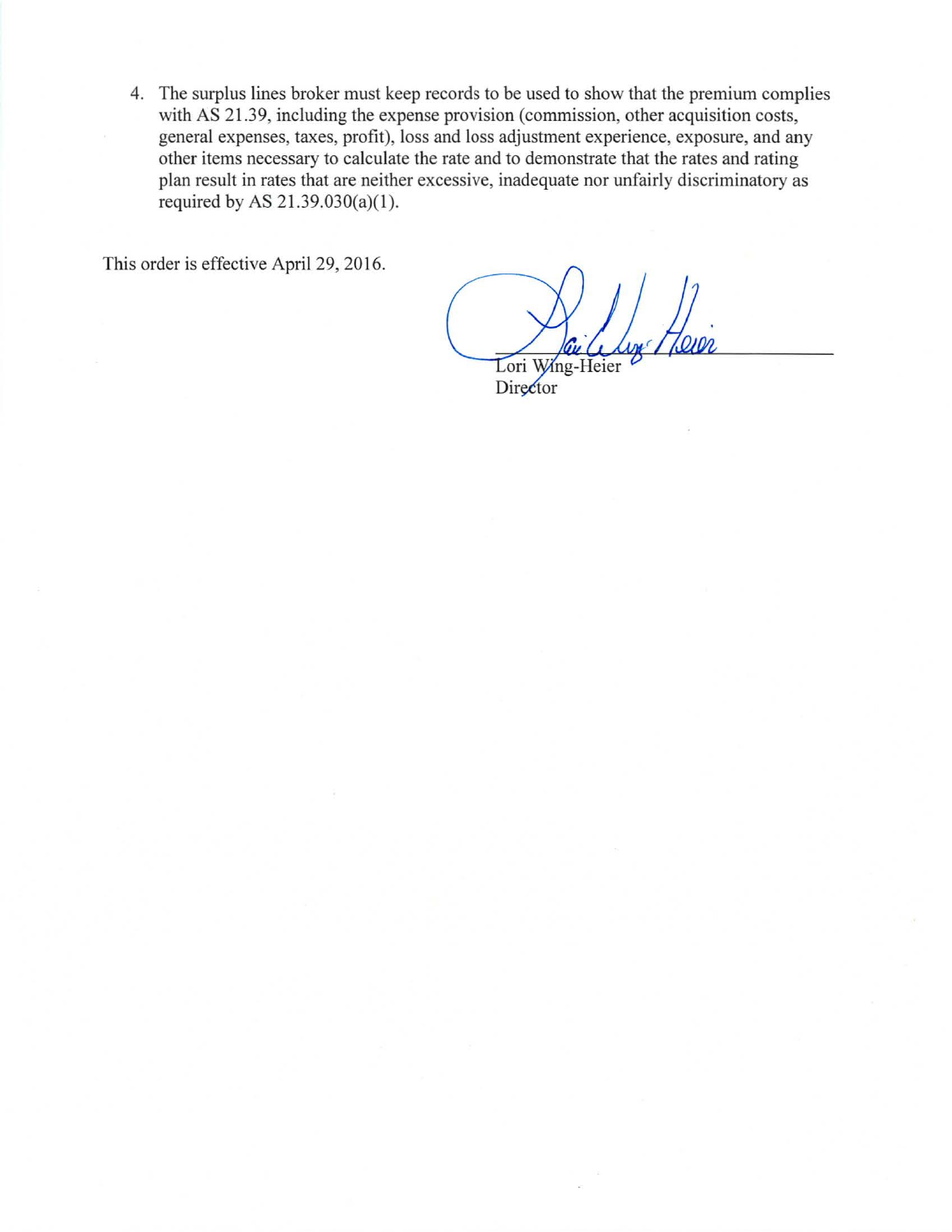4. The surplus lines broker must keep records to be used to show that the premium complies with AS 21.39, including the expense provision (commission, other acquisition costs, general expenses, taxes, profit), loss and loss adjustment experience, exposure, and any other items necessary to calculate the rate and to demonstrate that the rates and rating plan result in rates that are neither excessive, inadequate nor unfairly discriminatory as required by AS 21.39.030(a)(1).

This order is effective April 29, 2016.

Lori Wing-Heier
Director